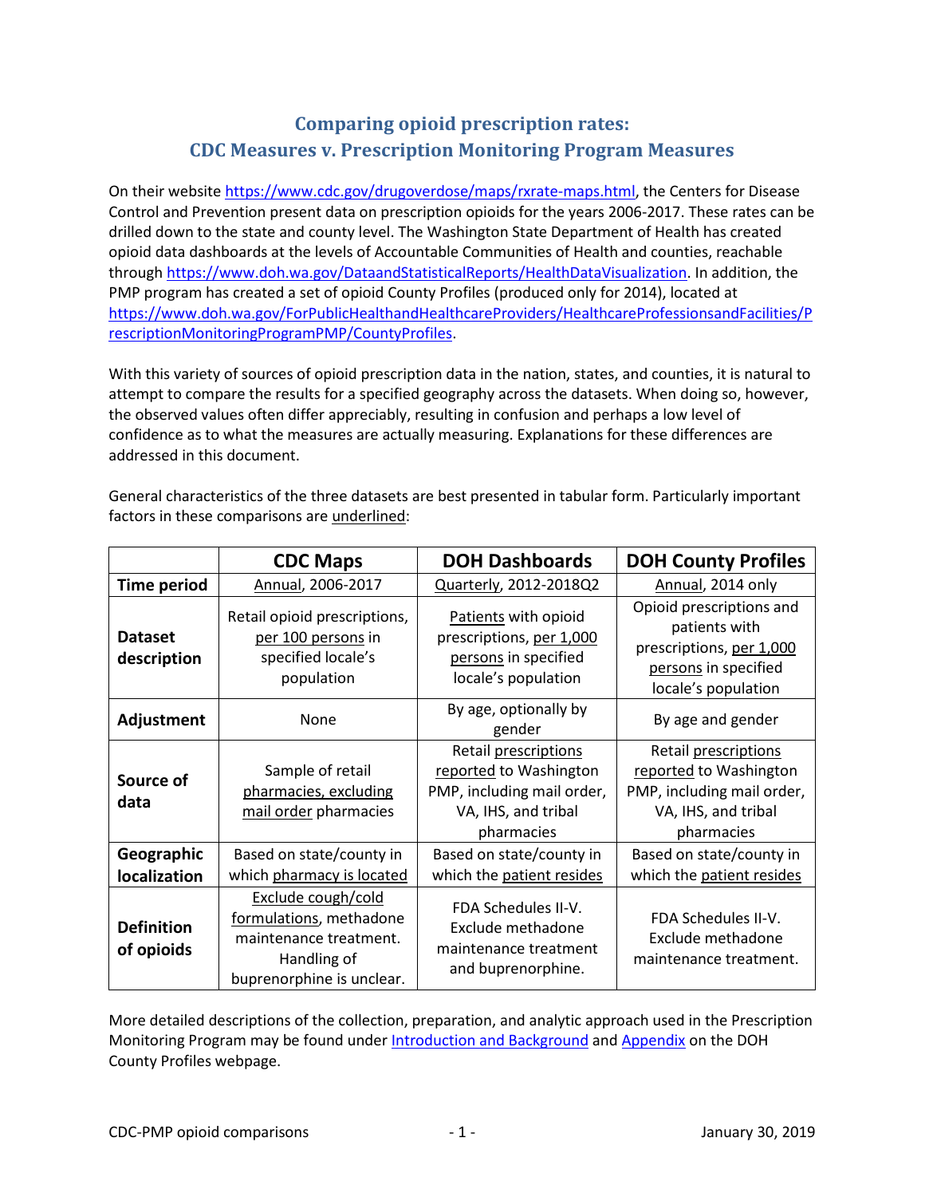# Comparing opioid prescription rates:
# CDC Measures v. Prescription Monitoring Program Measures

On their website https://www.cdc.gov/drugoverdose/maps/rxrate-maps.html, the Centers for Disease Control and Prevention present data on prescription opioids for the years 2006-2017. These rates can be drilled down to the state and county level. The Washington State Department of Health has created opioid data dashboards at the levels of Accountable Communities of Health and counties, reachable through https://www.doh.wa.gov/DataandStatisticalReports/HealthDataVisualization. In addition, the PMP program has created a set of opioid County Profiles (produced only for 2014), located at https://www.doh.wa.gov/ForPublicHealthandHealthcareProviders/HealthcareProfessionsandFacilities/PrescriptionMonitoringProgramPMP/CountyProfiles.

With this variety of sources of opioid prescription data in the nation, states, and counties, it is natural to attempt to compare the results for a specified geography across the datasets. When doing so, however, the observed values often differ appreciably, resulting in confusion and perhaps a low level of confidence as to what the measures are actually measuring. Explanations for these differences are addressed in this document.

General characteristics of the three datasets are best presented in tabular form. Particularly important factors in these comparisons are <u>underlined</u>:

| | CDC Maps | DOH Dashboards | DOH County Profiles |
|---|---|---|---|
| **Time period** | <u>Annual</u>, 2006-2017 | <u>Quarterly</u>, 2012-2018Q2 | <u>Annual</u>, 2014 only |
| **Dataset description** | Retail opioid prescriptions, <u>per 100 persons</u> in specified locale's population | <u>Patients</u> with opioid prescriptions, <u>per 1,000 persons</u> in specified locale's population | Opioid prescriptions and patients with prescriptions, <u>per 1,000 persons</u> in specified locale's population |
| **Adjustment** | None | By age, optionally by gender | By age and gender |
| **Source of data** | Sample of retail <u>pharmacies, excluding mail order</u> pharmacies | Retail <u>prescriptions reported</u> to Washington PMP, including mail order, VA, IHS, and tribal pharmacies | Retail <u>prescriptions reported</u> to Washington PMP, including mail order, VA, IHS, and tribal pharmacies |
| **Geographic localization** | Based on state/county in which <u>pharmacy is located</u> | Based on state/county in which the <u>patient resides</u> | Based on state/county in which the <u>patient resides</u> |
| **Definition of opioids** | <u>Exclude cough/cold formulations</u>, methadone maintenance treatment. Handling of buprenorphine is unclear. | FDA Schedules II-V. Exclude methadone maintenance treatment and buprenorphine. | FDA Schedules II-V. Exclude methadone maintenance treatment. |

More detailed descriptions of the collection, preparation, and analytic approach used in the Prescription Monitoring Program may be found under Introduction and Background and Appendix on the DOH County Profiles webpage.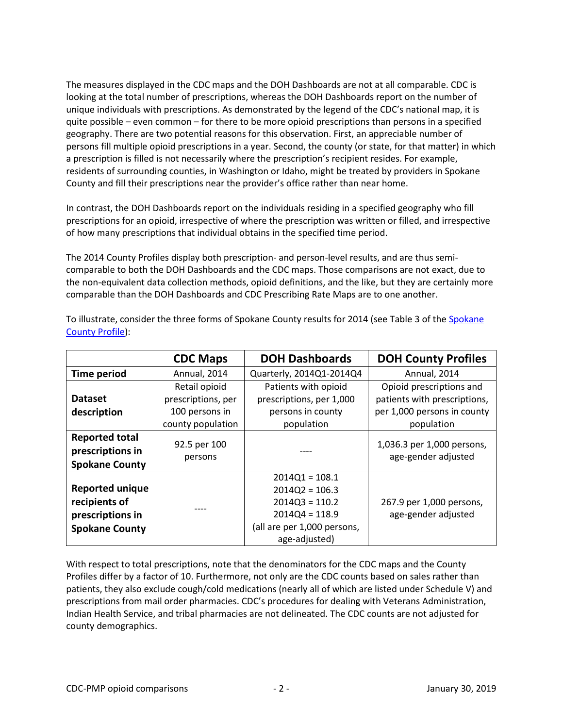The measures displayed in the CDC maps and the DOH Dashboards are not at all comparable. CDC is looking at the total number of prescriptions, whereas the DOH Dashboards report on the number of unique individuals with prescriptions. As demonstrated by the legend of the CDC's national map, it is quite possible – even common – for there to be more opioid prescriptions than persons in a specified geography. There are two potential reasons for this observation. First, an appreciable number of persons fill multiple opioid prescriptions in a year. Second, the county (or state, for that matter) in which a prescription is filled is not necessarily where the prescription's recipient resides. For example, residents of surrounding counties, in Washington or Idaho, might be treated by providers in Spokane County and fill their prescriptions near the provider's office rather than near home.

In contrast, the DOH Dashboards report on the individuals residing in a specified geography who fill prescriptions for an opioid, irrespective of where the prescription was written or filled, and irrespective of how many prescriptions that individual obtains in the specified time period.

The 2014 County Profiles display both prescription- and person-level results, and are thus semi-comparable to both the DOH Dashboards and the CDC maps. Those comparisons are not exact, due to the non-equivalent data collection methods, opioid definitions, and the like, but they are certainly more comparable than the DOH Dashboards and CDC Prescribing Rate Maps are to one another.

To illustrate, consider the three forms of Spokane County results for 2014 (see Table 3 of the Spokane County Profile):

| | **CDC Maps** | **DOH Dashboards** | **DOH County Profiles** |
|---|---|---|---|
| **Time period** | Annual, 2014 | Quarterly, 2014Q1-2014Q4 | Annual, 2014 |
| **Dataset description** | Retail opioid prescriptions, per 100 persons in county population | Patients with opioid prescriptions, per 1,000 persons in county population | Opioid prescriptions and patients with prescriptions, per 1,000 persons in county population |
| **Reported total prescriptions in Spokane County** | 92.5 per 100 persons | ---- | 1,036.3 per 1,000 persons, age-gender adjusted |
| **Reported unique recipients of prescriptions in Spokane County** | ---- | 2014Q1 = 108.1<br>2014Q2 = 106.3<br>2014Q3 = 110.2<br>2014Q4 = 118.9<br>(all are per 1,000 persons, age-adjusted) | 267.9 per 1,000 persons, age-gender adjusted |

With respect to total prescriptions, note that the denominators for the CDC maps and the County Profiles differ by a factor of 10. Furthermore, not only are the CDC counts based on sales rather than patients, they also exclude cough/cold medications (nearly all of which are listed under Schedule V) and prescriptions from mail order pharmacies. CDC's procedures for dealing with Veterans Administration, Indian Health Service, and tribal pharmacies are not delineated. The CDC counts are not adjusted for county demographics.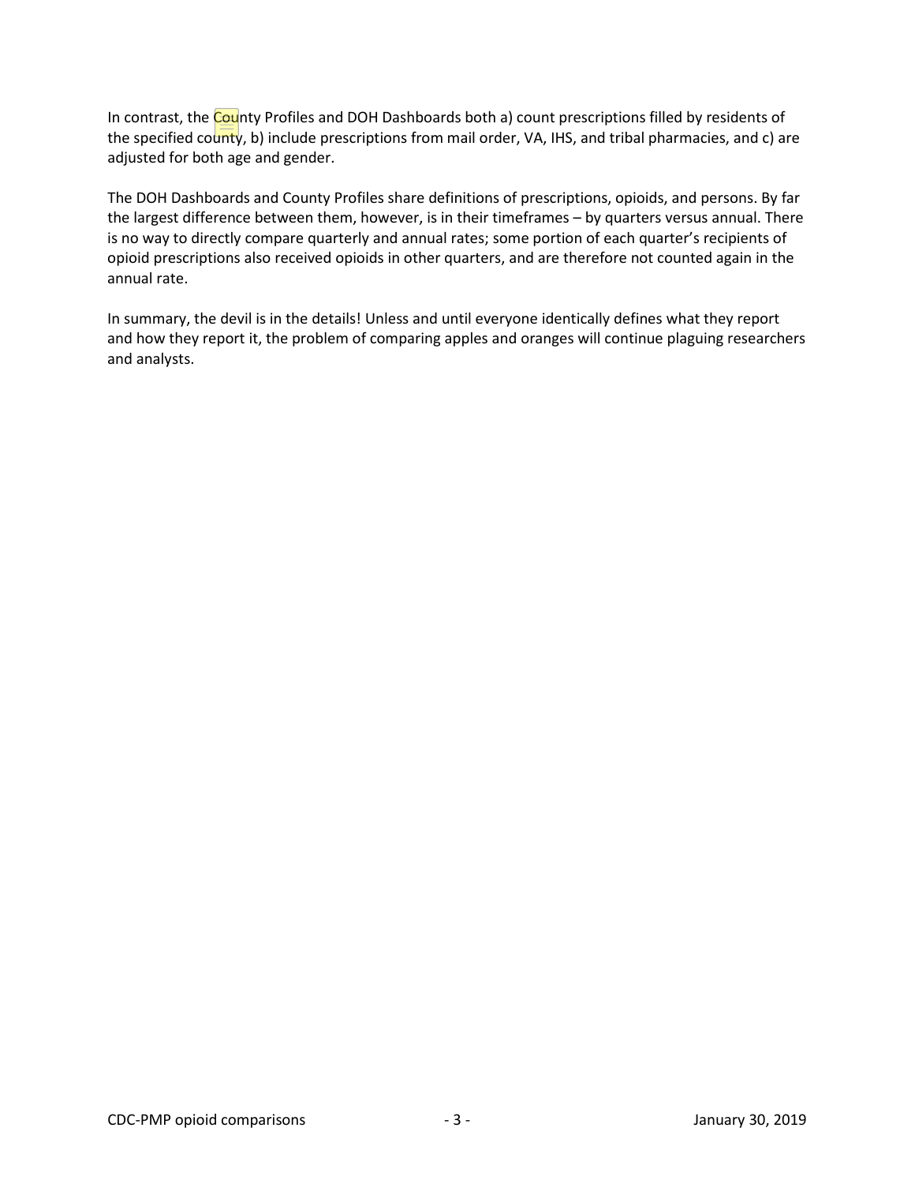In contrast, the County Profiles and DOH Dashboards both a) count prescriptions filled by residents of the specified county, b) include prescriptions from mail order, VA, IHS, and tribal pharmacies, and c) are adjusted for both age and gender.

The DOH Dashboards and County Profiles share definitions of prescriptions, opioids, and persons. By far the largest difference between them, however, is in their timeframes – by quarters versus annual. There is no way to directly compare quarterly and annual rates; some portion of each quarter's recipients of opioid prescriptions also received opioids in other quarters, and are therefore not counted again in the annual rate.

In summary, the devil is in the details! Unless and until everyone identically defines what they report and how they report it, the problem of comparing apples and oranges will continue plaguing researchers and analysts.